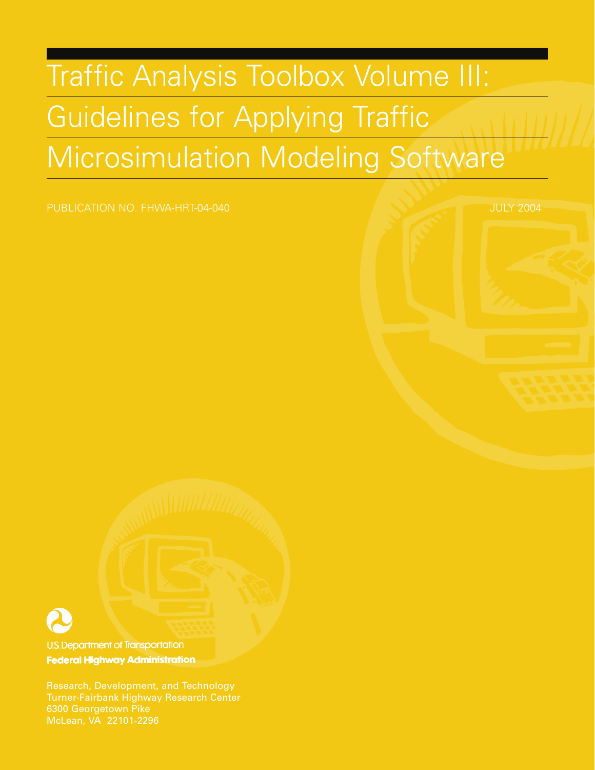# Traffic Analysis Toolbox Volume III: Guidelines for Applying Traffic Microsimulation Modeling Software

PUBLICATION NO. FHWA-HRT-04-040

JULY 2004

U.S. Department of Transportation

**Federal Highway Administration**

Research, Development, and Technology
Turner-Fairbank Highway Research Center
6300 Georgetown Pike
McLean, VA 22101-2296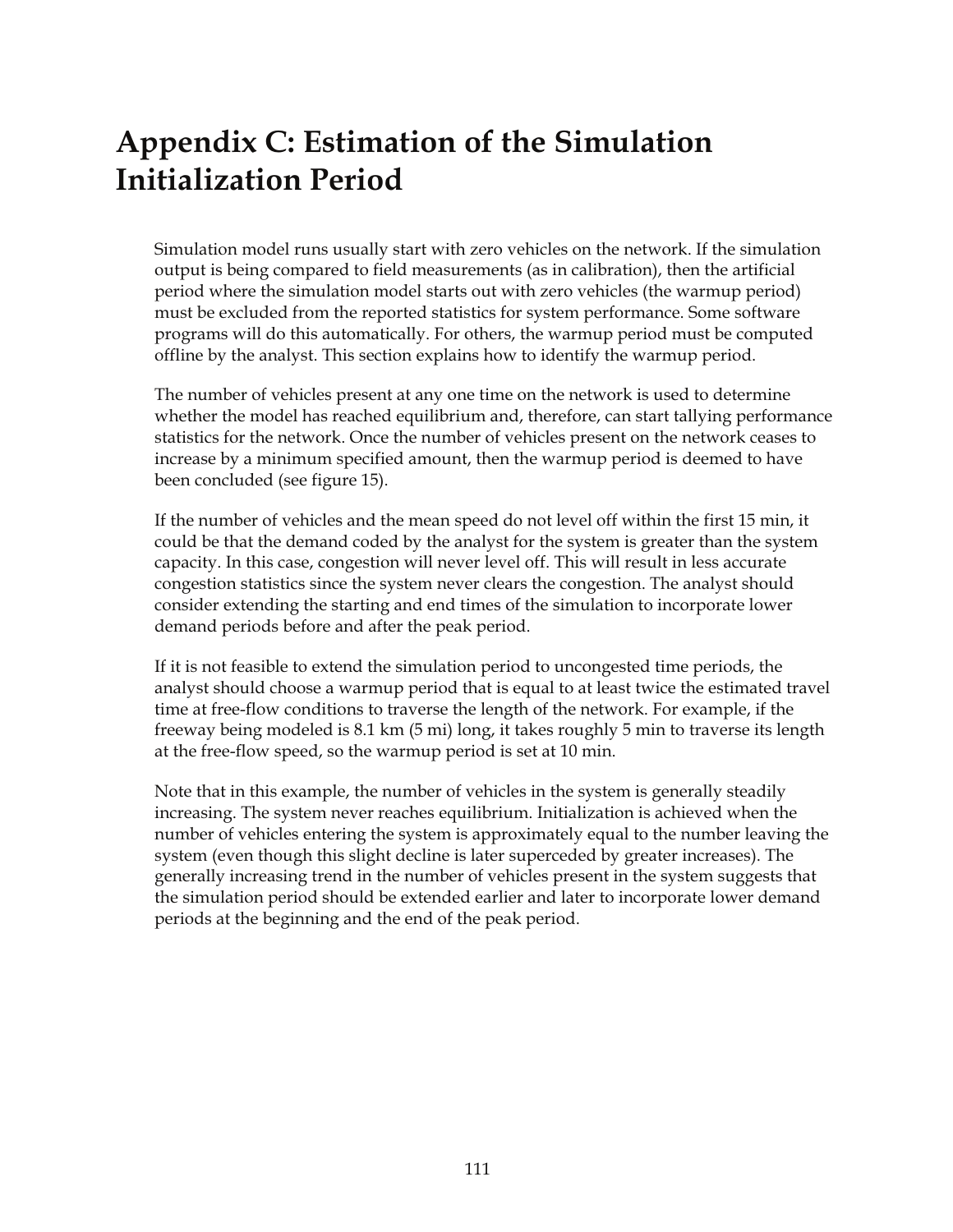# Appendix C: Estimation of the Simulation Initialization Period

Simulation model runs usually start with zero vehicles on the network. If the simulation output is being compared to field measurements (as in calibration), then the artificial period where the simulation model starts out with zero vehicles (the warmup period) must be excluded from the reported statistics for system performance. Some software programs will do this automatically. For others, the warmup period must be computed offline by the analyst. This section explains how to identify the warmup period.

The number of vehicles present at any one time on the network is used to determine whether the model has reached equilibrium and, therefore, can start tallying performance statistics for the network. Once the number of vehicles present on the network ceases to increase by a minimum specified amount, then the warmup period is deemed to have been concluded (see figure 15).

If the number of vehicles and the mean speed do not level off within the first 15 min, it could be that the demand coded by the analyst for the system is greater than the system capacity. In this case, congestion will never level off. This will result in less accurate congestion statistics since the system never clears the congestion. The analyst should consider extending the starting and end times of the simulation to incorporate lower demand periods before and after the peak period.

If it is not feasible to extend the simulation period to uncongested time periods, the analyst should choose a warmup period that is equal to at least twice the estimated travel time at free-flow conditions to traverse the length of the network. For example, if the freeway being modeled is 8.1 km (5 mi) long, it takes roughly 5 min to traverse its length at the free-flow speed, so the warmup period is set at 10 min.

Note that in this example, the number of vehicles in the system is generally steadily increasing. The system never reaches equilibrium. Initialization is achieved when the number of vehicles entering the system is approximately equal to the number leaving the system (even though this slight decline is later superceded by greater increases). The generally increasing trend in the number of vehicles present in the system suggests that the simulation period should be extended earlier and later to incorporate lower demand periods at the beginning and the end of the peak period.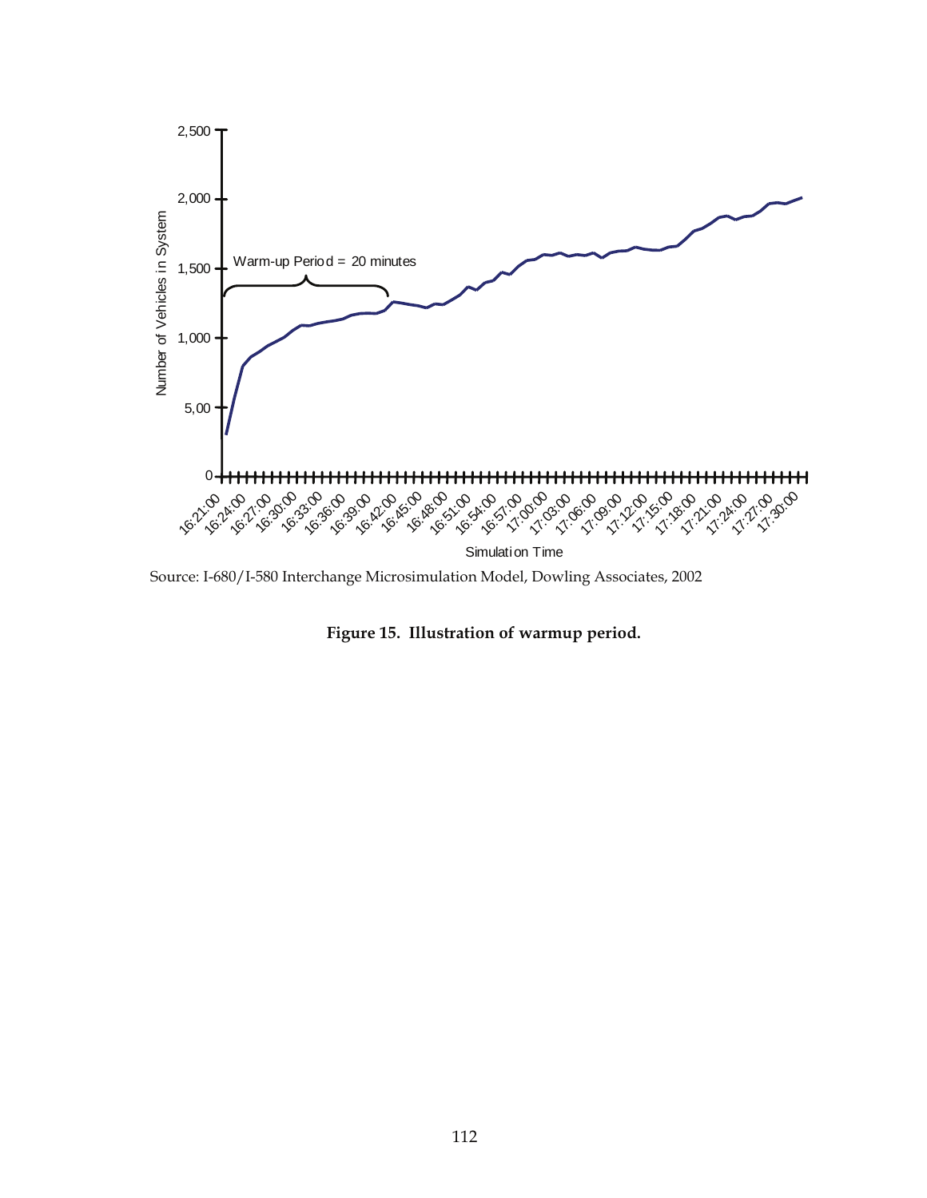2,500

2,000

1,500

1,000

5,00

0

Number of Vehicles in System

Warm-up Period = 20 minutes

16:21:00
16:24:00
16:27:00
16:30:00
16:33:00
16:36:00
16:39:00
16:42:00
16:45:00
16:48:00
16:51:00
16:54:00
16:57:00
17:00:00
17:03:00
17:06:00
17:09:00
17:12:00
17:15:00
17:18:00
17:21:00
17:24:00
17:27:00
17:30:00

Simulation Time

Source: I-680/I-580 Interchange Microsimulation Model, Dowling Associates, 2002

**Figure 15. Illustration of warmup period.**